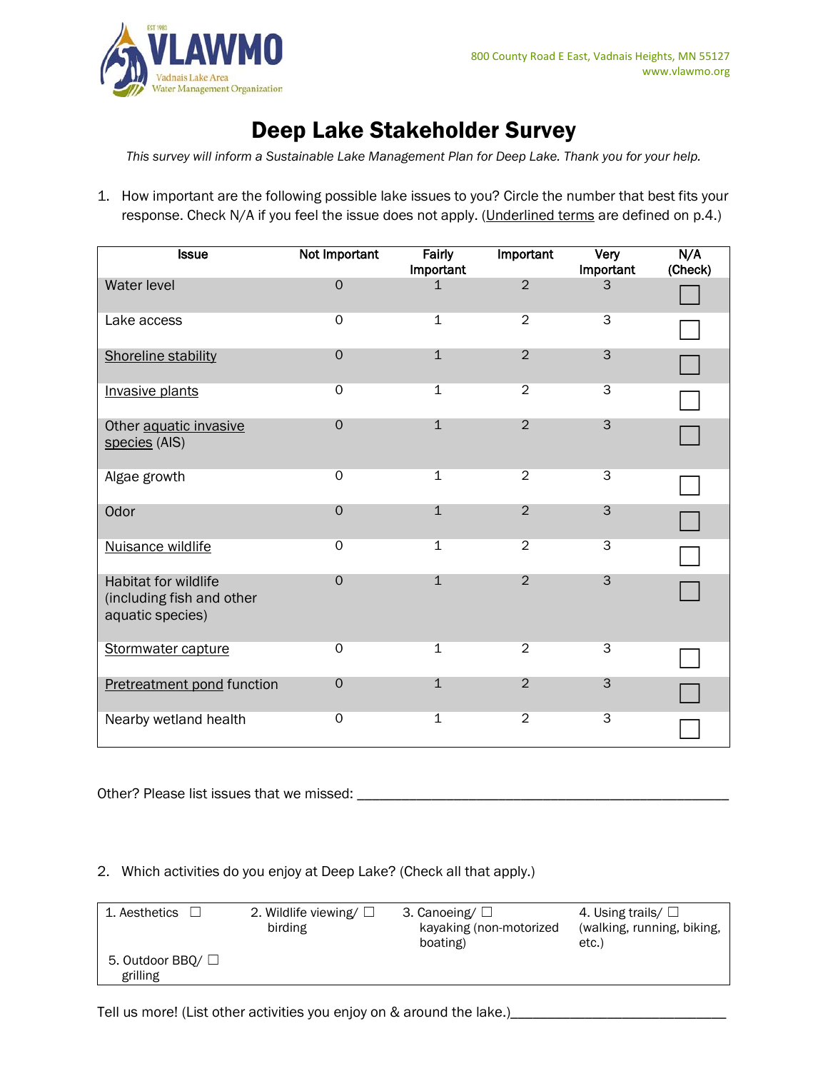VLAWMO
Vadnais Lake Area Water Management Organization

800 County Road E East, Vadnais Heights, MN 55127
www.vlawmo.org

# Deep Lake Stakeholder Survey

*This survey will inform a Sustainable Lake Management Plan for Deep Lake. Thank you for your help.*

1. How important are the following possible lake issues to you? Circle the number that best fits your response. Check N/A if you feel the issue does not apply. (Underlined terms are defined on p.4.)

| Issue | Not Important | Fairly Important | Important | Very Important | N/A (Check) |
|---|---|---|---|---|---|
| Water level | 0 | 1 | 2 | 3 | ☐ |
| Lake access | 0 | 1 | 2 | 3 | ☐ |
| Shoreline stability | 0 | 1 | 2 | 3 | ☐ |
| Invasive plants | 0 | 1 | 2 | 3 | ☐ |
| Other aquatic invasive species (AIS) | 0 | 1 | 2 | 3 | ☐ |
| Algae growth | 0 | 1 | 2 | 3 | ☐ |
| Odor | 0 | 1 | 2 | 3 | ☐ |
| Nuisance wildlife | 0 | 1 | 2 | 3 | ☐ |
| Habitat for wildlife (including fish and other aquatic species) | 0 | 1 | 2 | 3 | ☐ |
| Stormwater capture | 0 | 1 | 2 | 3 | ☐ |
| Pretreatment pond function | 0 | 1 | 2 | 3 | ☐ |
| Nearby wetland health | 0 | 1 | 2 | 3 | ☐ |

Other? Please list issues that we missed: ______________________________________________

2. Which activities do you enjoy at Deep Lake? (Check all that apply.)

| | | | |
|---|---|---|---|
| 1. Aesthetics ☐ | 2. Wildlife viewing/ birding ☐ | 3. Canoeing/ kayaking (non-motorized boating) ☐ | 4. Using trails/ (walking, running, biking, etc.) ☐ |
| 5. Outdoor BBQ/ grilling ☐ | | | |

Tell us more! (List other activities you enjoy on & around the lake.)____________________________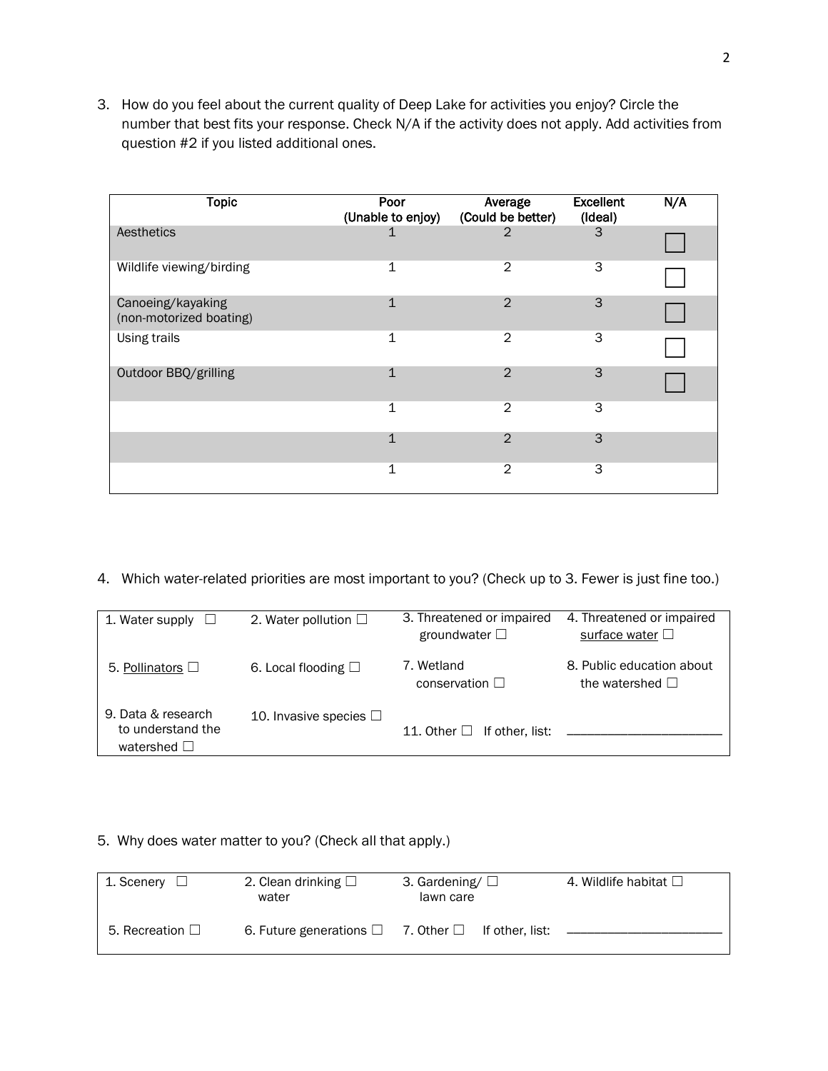3. How do you feel about the current quality of Deep Lake for activities you enjoy? Circle the number that best fits your response. Check N/A if the activity does not apply. Add activities from question #2 if you listed additional ones.

| Topic | Poor (Unable to enjoy) | Average (Could be better) | Excellent (Ideal) | N/A |
|---|---|---|---|---|
| Aesthetics | 1 | 2 | 3 | ☐ |
| Wildlife viewing/birding | 1 | 2 | 3 | ☐ |
| Canoeing/kayaking (non-motorized boating) | 1 | 2 | 3 | ☐ |
| Using trails | 1 | 2 | 3 | ☐ |
| Outdoor BBQ/grilling | 1 | 2 | 3 | ☐ |
| | 1 | 2 | 3 | |
| | 1 | 2 | 3 | |
| | 1 | 2 | 3 | |

4. Which water-related priorities are most important to you? (Check up to 3. Fewer is just fine too.)

| | | | |
|---|---|---|---|
| 1. Water supply ☐ | 2. Water pollution ☐ | 3. Threatened or impaired groundwater ☐ | 4. Threatened or impaired surface water ☐ |
| 5. Pollinators ☐ | 6. Local flooding ☐ | 7. Wetland conservation ☐ | 8. Public education about the watershed ☐ |
| 9. Data & research to understand the watershed ☐ | 10. Invasive species ☐ | 11. Other ☐ If other, list: | ______________________ |

5. Why does water matter to you? (Check all that apply.)

| | | | |
|---|---|---|---|
| 1. Scenery ☐ | 2. Clean drinking water ☐ | 3. Gardening/ lawn care ☐ | 4. Wildlife habitat ☐ |
| 5. Recreation ☐ | 6. Future generations ☐ | 7. Other ☐ If other, list: | ______________________ |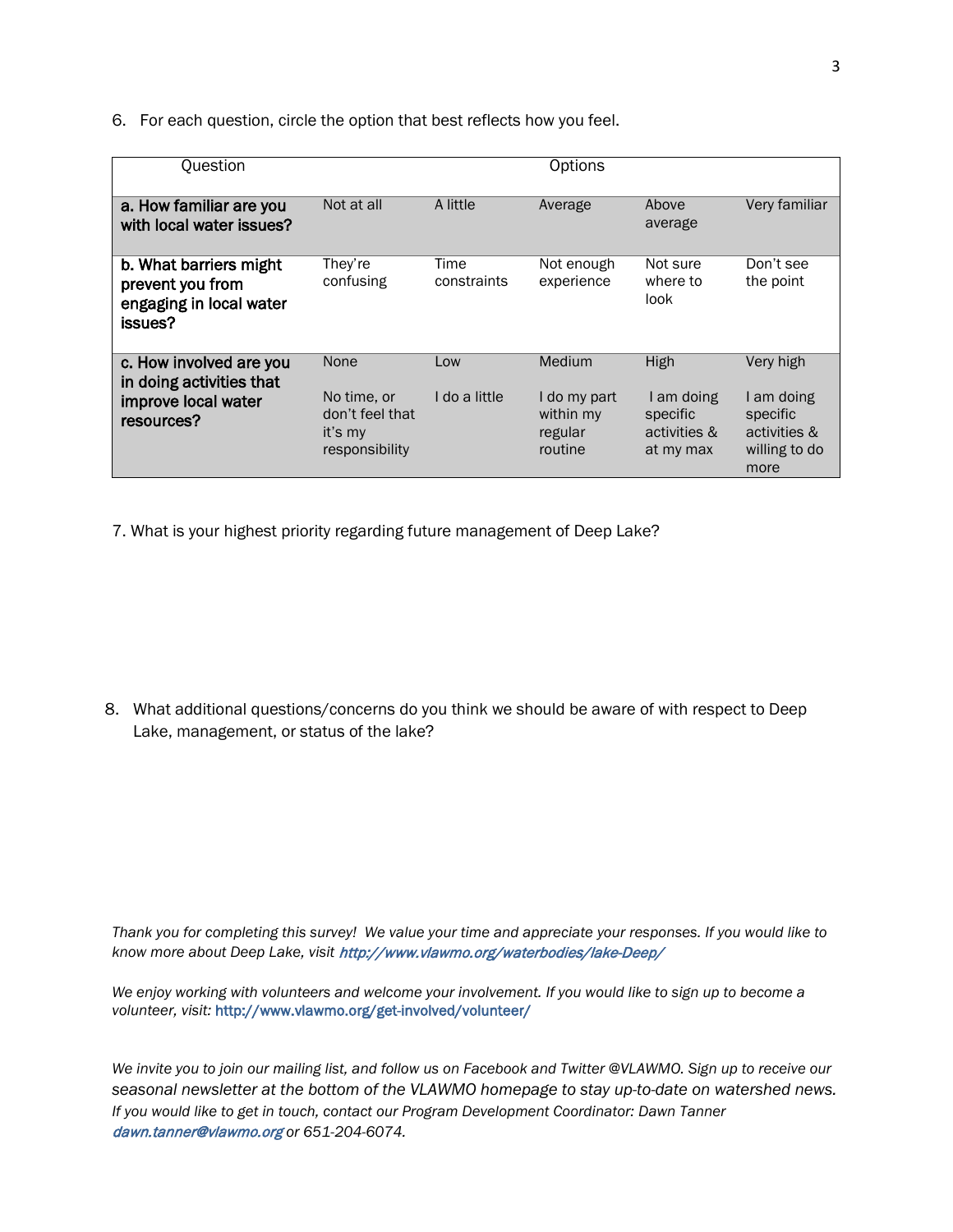6. For each question, circle the option that best reflects how you feel.

| Question | Options | | | | |
|---|---|---|---|---|---|
| **a. How familiar are you with local water issues?** | Not at all | A little | Average | Above average | Very familiar |
| **b. What barriers might prevent you from engaging in local water issues?** | They're confusing | Time constraints | Not enough experience | Not sure where to look | Don't see the point |
| **c. How involved are you in doing activities that improve local water resources?** | None<br><br>No time, or don't feel that it's my responsibility | Low<br><br>I do a little | Medium<br><br>I do my part within my regular routine | High<br><br>I am doing specific activities & at my max | Very high<br><br>I am doing specific activities & willing to do more |

7. What is your highest priority regarding future management of Deep Lake?

8. What additional questions/concerns do you think we should be aware of with respect to Deep Lake, management, or status of the lake?

*Thank you for completing this survey! We value your time and appreciate your responses. If you would like to know more about Deep Lake, visit http://www.vlawmo.org/waterbodies/lake-Deep/*

*We enjoy working with volunteers and welcome your involvement. If you would like to sign up to become a volunteer, visit:* http://www.vlawmo.org/get-involved/volunteer/

*We invite you to join our mailing list, and follow us on Facebook and Twitter @VLAWMO. Sign up to receive our seasonal newsletter at the bottom of the VLAWMO homepage to stay up-to-date on watershed news. If you would like to get in touch, contact our Program Development Coordinator: Dawn Tanner dawn.tanner@vlawmo.org or 651-204-6074.*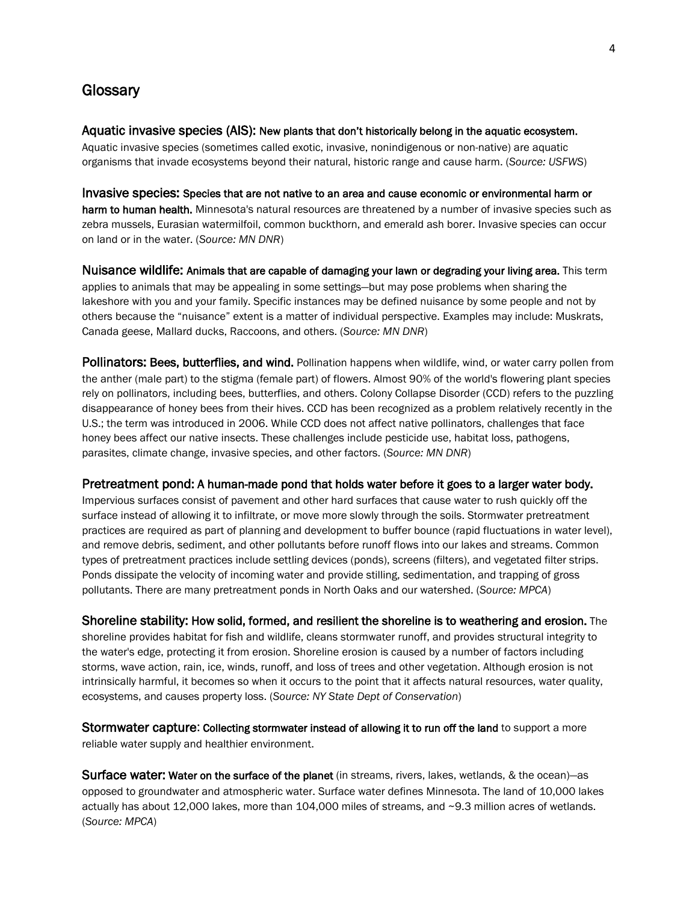## Glossary

**Aquatic invasive species (AIS): New plants that don't historically belong in the aquatic ecosystem.** Aquatic invasive species (sometimes called exotic, invasive, nonindigenous or non-native) are aquatic organisms that invade ecosystems beyond their natural, historic range and cause harm. (*Source: USFWS*)

**Invasive species: Species that are not native to an area and cause economic or environmental harm or harm to human health.** Minnesota's natural resources are threatened by a number of invasive species such as zebra mussels, Eurasian watermilfoil, common buckthorn, and emerald ash borer. Invasive species can occur on land or in the water. (*Source: MN DNR*)

**Nuisance wildlife: Animals that are capable of damaging your lawn or degrading your living area.** This term applies to animals that may be appealing in some settings—but may pose problems when sharing the lakeshore with you and your family. Specific instances may be defined nuisance by some people and not by others because the "nuisance" extent is a matter of individual perspective. Examples may include: Muskrats, Canada geese, Mallard ducks, Raccoons, and others. (*Source: MN DNR*)

**Pollinators: Bees, butterflies, and wind.** Pollination happens when wildlife, wind, or water carry pollen from the anther (male part) to the stigma (female part) of flowers. Almost 90% of the world's flowering plant species rely on pollinators, including bees, butterflies, and others. Colony Collapse Disorder (CCD) refers to the puzzling disappearance of honey bees from their hives. CCD has been recognized as a problem relatively recently in the U.S.; the term was introduced in 2006. While CCD does not affect native pollinators, challenges that face honey bees affect our native insects. These challenges include pesticide use, habitat loss, pathogens, parasites, climate change, invasive species, and other factors. (*Source: MN DNR*)

**Pretreatment pond: A human-made pond that holds water before it goes to a larger water body.** Impervious surfaces consist of pavement and other hard surfaces that cause water to rush quickly off the surface instead of allowing it to infiltrate, or move more slowly through the soils. Stormwater pretreatment practices are required as part of planning and development to buffer bounce (rapid fluctuations in water level), and remove debris, sediment, and other pollutants before runoff flows into our lakes and streams. Common types of pretreatment practices include settling devices (ponds), screens (filters), and vegetated filter strips. Ponds dissipate the velocity of incoming water and provide stilling, sedimentation, and trapping of gross pollutants. There are many pretreatment ponds in North Oaks and our watershed. (*Source: MPCA*)

**Shoreline stability: How solid, formed, and resilient the shoreline is to weathering and erosion.** The shoreline provides habitat for fish and wildlife, cleans stormwater runoff, and provides structural integrity to the water's edge, protecting it from erosion. Shoreline erosion is caused by a number of factors including storms, wave action, rain, ice, winds, runoff, and loss of trees and other vegetation. Although erosion is not intrinsically harmful, it becomes so when it occurs to the point that it affects natural resources, water quality, ecosystems, and causes property loss. (*Source: NY State Dept of Conservation*)

**Stormwater capture: Collecting stormwater instead of allowing it to run off the land** to support a more reliable water supply and healthier environment.

**Surface water: Water on the surface of the planet** (in streams, rivers, lakes, wetlands, & the ocean)—as opposed to groundwater and atmospheric water. Surface water defines Minnesota. The land of 10,000 lakes actually has about 12,000 lakes, more than 104,000 miles of streams, and ~9.3 million acres of wetlands. (*Source: MPCA*)